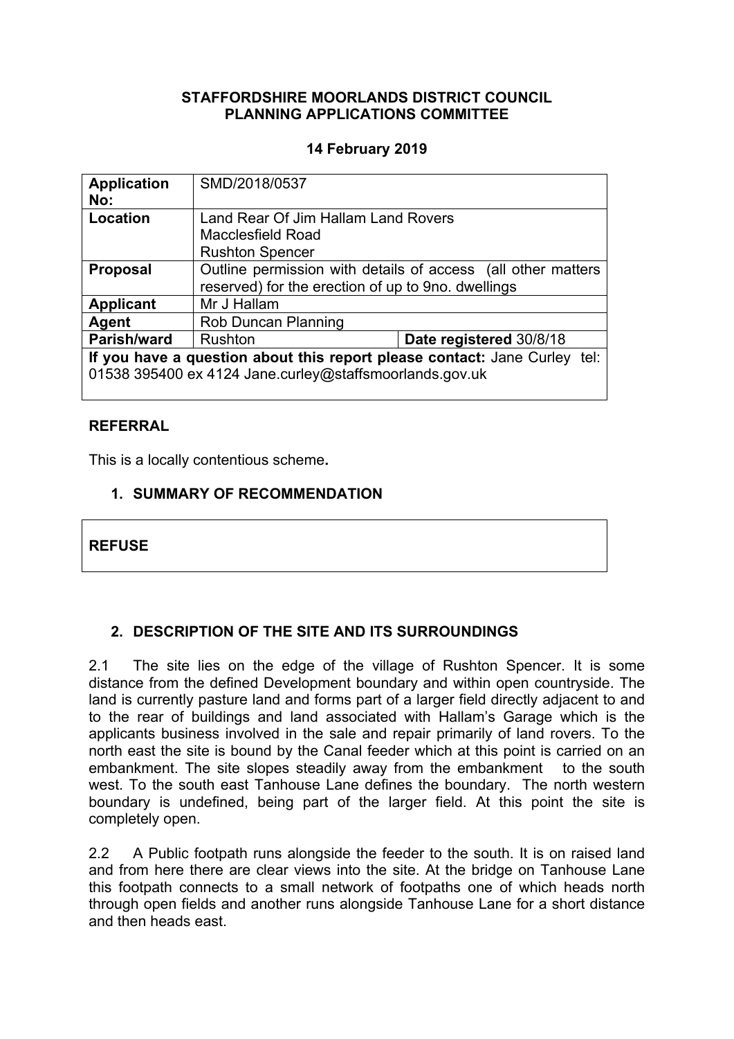**STAFFORDSHIRE MOORLANDS DISTRICT COUNCIL**
**PLANNING APPLICATIONS COMMITTEE**

**14 February 2019**

| **Application No:** | SMD/2018/0537 | |
|---|---|---|
| **Location** | Land Rear Of Jim Hallam Land Rovers<br>Macclesfield Road<br>Rushton Spencer | |
| **Proposal** | Outline permission with details of access (all other matters reserved) for the erection of up to 9no. dwellings | |
| **Applicant** | Mr J Hallam | |
| **Agent** | Rob Duncan Planning | |
| **Parish/ward** | Rushton | **Date registered** 30/8/18 |
| **If you have a question about this report please contact:** Jane Curley tel: 01538 395400 ex 4124 Jane.curley@staffsmoorlands.gov.uk | | |

**REFERRAL**

This is a locally contentious scheme**.**

## 1. SUMMARY OF RECOMMENDATION

**REFUSE**

## 2. DESCRIPTION OF THE SITE AND ITS SURROUNDINGS

2.1 The site lies on the edge of the village of Rushton Spencer. It is some distance from the defined Development boundary and within open countryside. The land is currently pasture land and forms part of a larger field directly adjacent to and to the rear of buildings and land associated with Hallam's Garage which is the applicants business involved in the sale and repair primarily of land rovers. To the north east the site is bound by the Canal feeder which at this point is carried on an embankment. The site slopes steadily away from the embankment to the south west. To the south east Tanhouse Lane defines the boundary. The north western boundary is undefined, being part of the larger field. At this point the site is completely open.

2.2 A Public footpath runs alongside the feeder to the south. It is on raised land and from here there are clear views into the site. At the bridge on Tanhouse Lane this footpath connects to a small network of footpaths one of which heads north through open fields and another runs alongside Tanhouse Lane for a short distance and then heads east.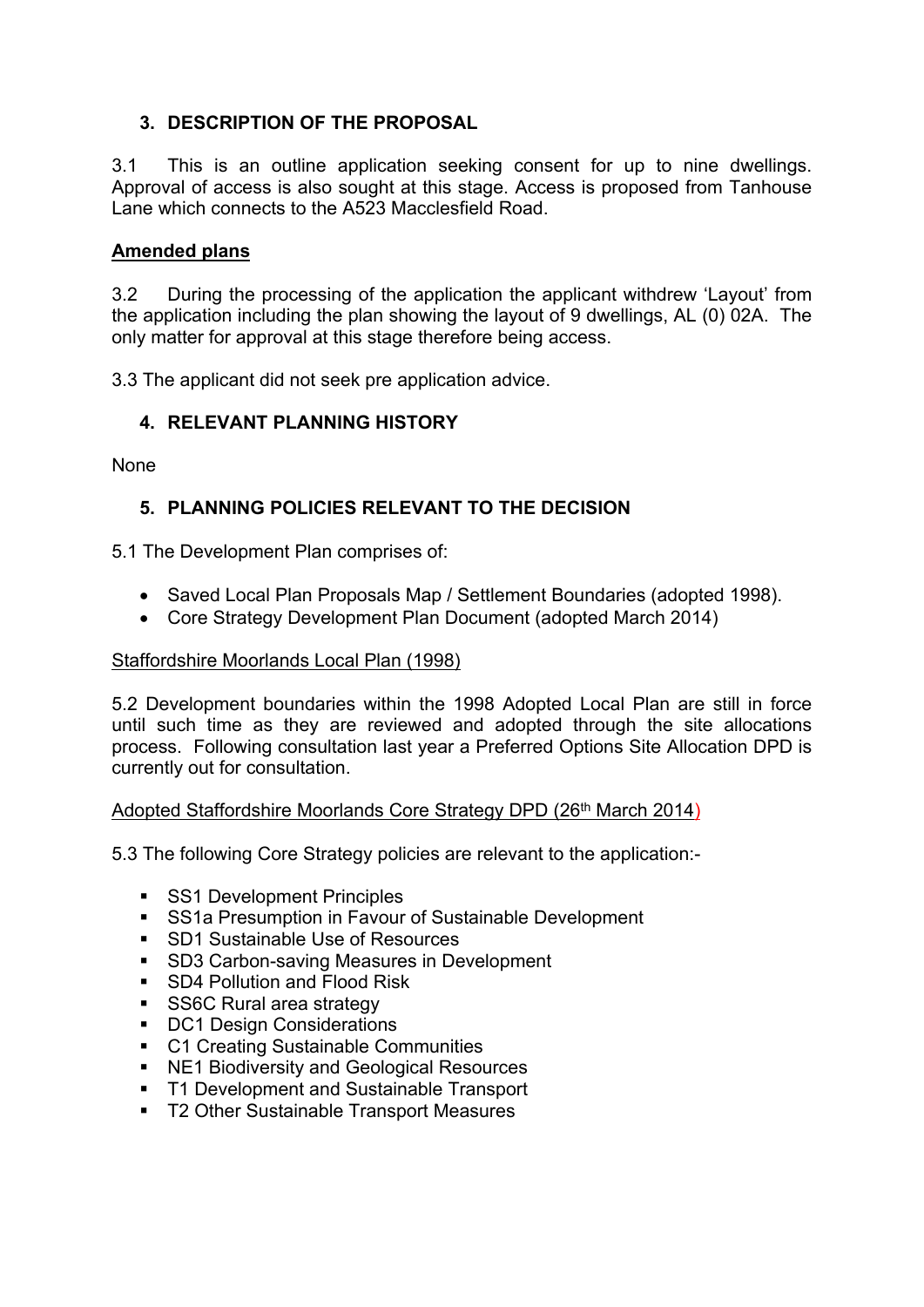## 3. DESCRIPTION OF THE PROPOSAL

3.1 This is an outline application seeking consent for up to nine dwellings. Approval of access is also sought at this stage. Access is proposed from Tanhouse Lane which connects to the A523 Macclesfield Road.

**Amended plans**

3.2 During the processing of the application the applicant withdrew 'Layout' from the application including the plan showing the layout of 9 dwellings, AL (0) 02A. The only matter for approval at this stage therefore being access.

3.3 The applicant did not seek pre application advice.

## 4. RELEVANT PLANNING HISTORY

None

## 5. PLANNING POLICIES RELEVANT TO THE DECISION

5.1 The Development Plan comprises of:

- Saved Local Plan Proposals Map / Settlement Boundaries (adopted 1998).
- Core Strategy Development Plan Document (adopted March 2014)

Staffordshire Moorlands Local Plan (1998)

5.2 Development boundaries within the 1998 Adopted Local Plan are still in force until such time as they are reviewed and adopted through the site allocations process. Following consultation last year a Preferred Options Site Allocation DPD is currently out for consultation.

Adopted Staffordshire Moorlands Core Strategy DPD (26th March 2014)

5.3 The following Core Strategy policies are relevant to the application:-

- SS1 Development Principles
- SS1a Presumption in Favour of Sustainable Development
- SD1 Sustainable Use of Resources
- SD3 Carbon-saving Measures in Development
- SD4 Pollution and Flood Risk
- SS6C Rural area strategy
- DC1 Design Considerations
- C1 Creating Sustainable Communities
- NE1 Biodiversity and Geological Resources
- T1 Development and Sustainable Transport
- T2 Other Sustainable Transport Measures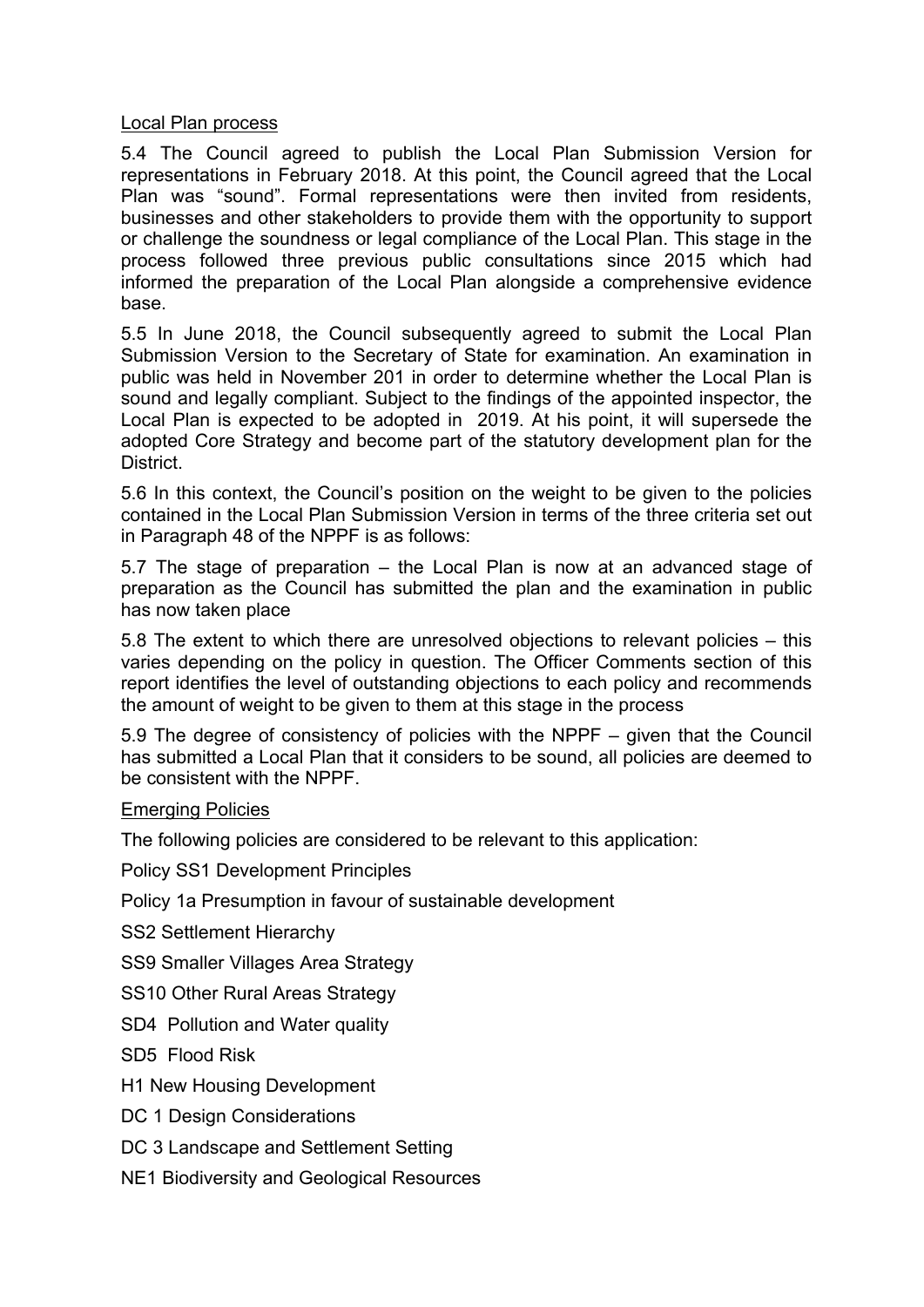Local Plan process

5.4 The Council agreed to publish the Local Plan Submission Version for representations in February 2018. At this point, the Council agreed that the Local Plan was "sound". Formal representations were then invited from residents, businesses and other stakeholders to provide them with the opportunity to support or challenge the soundness or legal compliance of the Local Plan. This stage in the process followed three previous public consultations since 2015 which had informed the preparation of the Local Plan alongside a comprehensive evidence base.

5.5 In June 2018, the Council subsequently agreed to submit the Local Plan Submission Version to the Secretary of State for examination. An examination in public was held in November 201 in order to determine whether the Local Plan is sound and legally compliant. Subject to the findings of the appointed inspector, the Local Plan is expected to be adopted in 2019. At his point, it will supersede the adopted Core Strategy and become part of the statutory development plan for the District.

5.6 In this context, the Council's position on the weight to be given to the policies contained in the Local Plan Submission Version in terms of the three criteria set out in Paragraph 48 of the NPPF is as follows:

5.7 The stage of preparation – the Local Plan is now at an advanced stage of preparation as the Council has submitted the plan and the examination in public has now taken place

5.8 The extent to which there are unresolved objections to relevant policies – this varies depending on the policy in question. The Officer Comments section of this report identifies the level of outstanding objections to each policy and recommends the amount of weight to be given to them at this stage in the process

5.9 The degree of consistency of policies with the NPPF – given that the Council has submitted a Local Plan that it considers to be sound, all policies are deemed to be consistent with the NPPF.

Emerging Policies

The following policies are considered to be relevant to this application:

Policy SS1 Development Principles

Policy 1a Presumption in favour of sustainable development

SS2 Settlement Hierarchy

SS9 Smaller Villages Area Strategy

SS10 Other Rural Areas Strategy

SD4 Pollution and Water quality

SD5 Flood Risk

H1 New Housing Development

DC 1 Design Considerations

DC 3 Landscape and Settlement Setting

NE1 Biodiversity and Geological Resources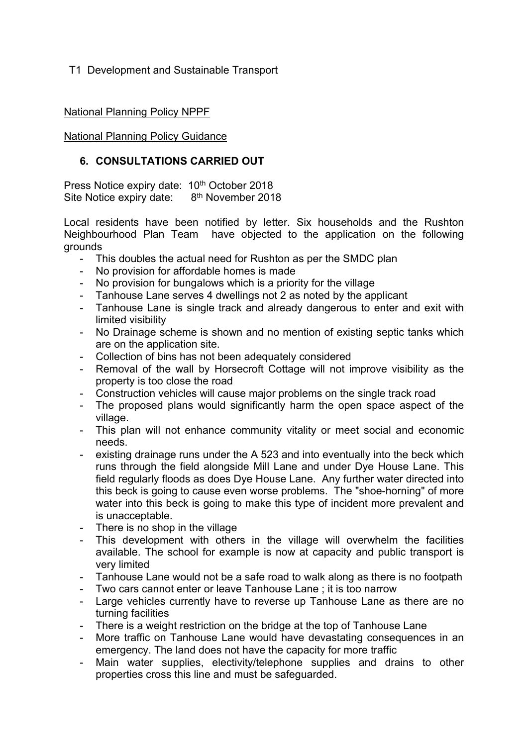T1 Development and Sustainable Transport

National Planning Policy NPPF

National Planning Policy Guidance

## 6. CONSULTATIONS CARRIED OUT

Press Notice expiry date: 10th October 2018
Site Notice expiry date: 8th November 2018

Local residents have been notified by letter. Six households and the Rushton Neighbourhood Plan Team have objected to the application on the following grounds

- This doubles the actual need for Rushton as per the SMDC plan
- No provision for affordable homes is made
- No provision for bungalows which is a priority for the village
- Tanhouse Lane serves 4 dwellings not 2 as noted by the applicant
- Tanhouse Lane is single track and already dangerous to enter and exit with limited visibility
- No Drainage scheme is shown and no mention of existing septic tanks which are on the application site.
- Collection of bins has not been adequately considered
- Removal of the wall by Horsecroft Cottage will not improve visibility as the property is too close the road
- Construction vehicles will cause major problems on the single track road
- The proposed plans would significantly harm the open space aspect of the village.
- This plan will not enhance community vitality or meet social and economic needs.
- existing drainage runs under the A 523 and into eventually into the beck which runs through the field alongside Mill Lane and under Dye House Lane. This field regularly floods as does Dye House Lane. Any further water directed into this beck is going to cause even worse problems. The "shoe-horning" of more water into this beck is going to make this type of incident more prevalent and is unacceptable.
- There is no shop in the village
- This development with others in the village will overwhelm the facilities available. The school for example is now at capacity and public transport is very limited
- Tanhouse Lane would not be a safe road to walk along as there is no footpath
- Two cars cannot enter or leave Tanhouse Lane ; it is too narrow
- Large vehicles currently have to reverse up Tanhouse Lane as there are no turning facilities
- There is a weight restriction on the bridge at the top of Tanhouse Lane
- More traffic on Tanhouse Lane would have devastating consequences in an emergency. The land does not have the capacity for more traffic
- Main water supplies, electivity/telephone supplies and drains to other properties cross this line and must be safeguarded.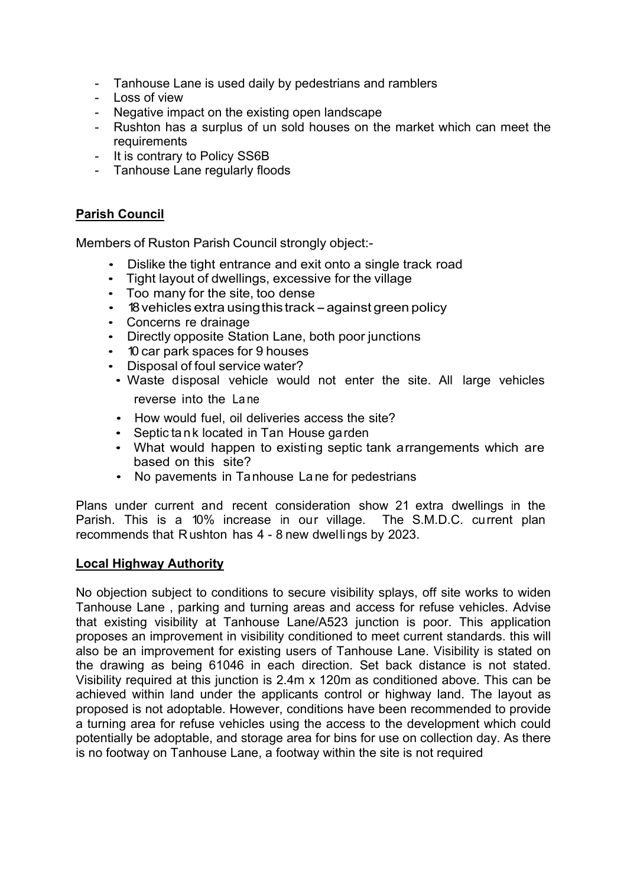- Tanhouse Lane is used daily by pedestrians and ramblers
- Loss of view
- Negative impact on the existing open landscape
- Rushton has a surplus of un sold houses on the market which can meet the requirements
- It is contrary to Policy SS6B
- Tanhouse Lane regularly floods

**Parish Council**

Members of Ruston Parish Council strongly object:-

- Dislike the tight entrance and exit onto a single track road
- Tight layout of dwellings, excessive for the village
- Too many for the site, too dense
- 18 vehicles extra using this track – against green policy
- Concerns re drainage
- Directly opposite Station Lane, both poor junctions
- 10 car park spaces for 9 houses
- Disposal of foul service water?
- Waste disposal vehicle would not enter the site. All large vehicles reverse into the Lane
- How would fuel, oil deliveries access the site?
- Septic tank located in Tan House garden
- What would happen to existing septic tank arrangements which are based on this site?
- No pavements in Tanhouse Lane for pedestrians

Plans under current and recent consideration show 21 extra dwellings in the Parish. This is a 10% increase in our village. The S.M.D.C. current plan recommends that Rushton has 4 - 8 new dwellings by 2023.

**Local Highway Authority**

No objection subject to conditions to secure visibility splays, off site works to widen Tanhouse Lane , parking and turning areas and access for refuse vehicles. Advise that existing visibility at Tanhouse Lane/A523 junction is poor. This application proposes an improvement in visibility conditioned to meet current standards. this will also be an improvement for existing users of Tanhouse Lane. Visibility is stated on the drawing as being 61046 in each direction. Set back distance is not stated. Visibility required at this junction is 2.4m x 120m as conditioned above. This can be achieved within land under the applicants control or highway land. The layout as proposed is not adoptable. However, conditions have been recommended to provide a turning area for refuse vehicles using the access to the development which could potentially be adoptable, and storage area for bins for use on collection day. As there is no footway on Tanhouse Lane, a footway within the site is not required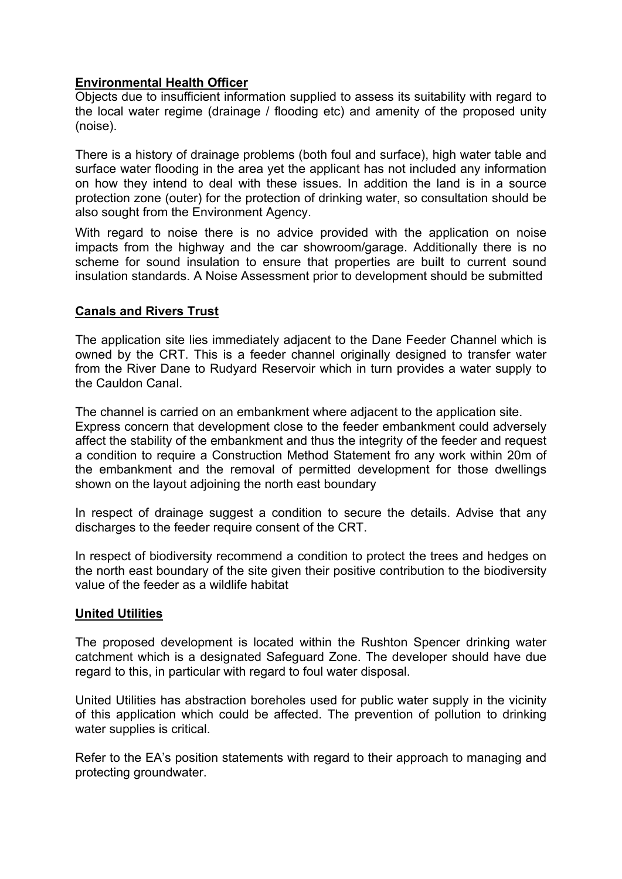**Environmental Health Officer**

Objects due to insufficient information supplied to assess its suitability with regard to the local water regime (drainage / flooding etc) and amenity of the proposed unity (noise).

There is a history of drainage problems (both foul and surface), high water table and surface water flooding in the area yet the applicant has not included any information on how they intend to deal with these issues. In addition the land is in a source protection zone (outer) for the protection of drinking water, so consultation should be also sought from the Environment Agency.

With regard to noise there is no advice provided with the application on noise impacts from the highway and the car showroom/garage. Additionally there is no scheme for sound insulation to ensure that properties are built to current sound insulation standards. A Noise Assessment prior to development should be submitted

**Canals and Rivers Trust**

The application site lies immediately adjacent to the Dane Feeder Channel which is owned by the CRT. This is a feeder channel originally designed to transfer water from the River Dane to Rudyard Reservoir which in turn provides a water supply to the Cauldon Canal.

The channel is carried on an embankment where adjacent to the application site.
Express concern that development close to the feeder embankment could adversely affect the stability of the embankment and thus the integrity of the feeder and request a condition to require a Construction Method Statement fro any work within 20m of the embankment and the removal of permitted development for those dwellings shown on the layout adjoining the north east boundary

In respect of drainage suggest a condition to secure the details. Advise that any discharges to the feeder require consent of the CRT.

In respect of biodiversity recommend a condition to protect the trees and hedges on the north east boundary of the site given their positive contribution to the biodiversity value of the feeder as a wildlife habitat

**United Utilities**

The proposed development is located within the Rushton Spencer drinking water catchment which is a designated Safeguard Zone. The developer should have due regard to this, in particular with regard to foul water disposal.

United Utilities has abstraction boreholes used for public water supply in the vicinity of this application which could be affected. The prevention of pollution to drinking water supplies is critical.

Refer to the EA's position statements with regard to their approach to managing and protecting groundwater.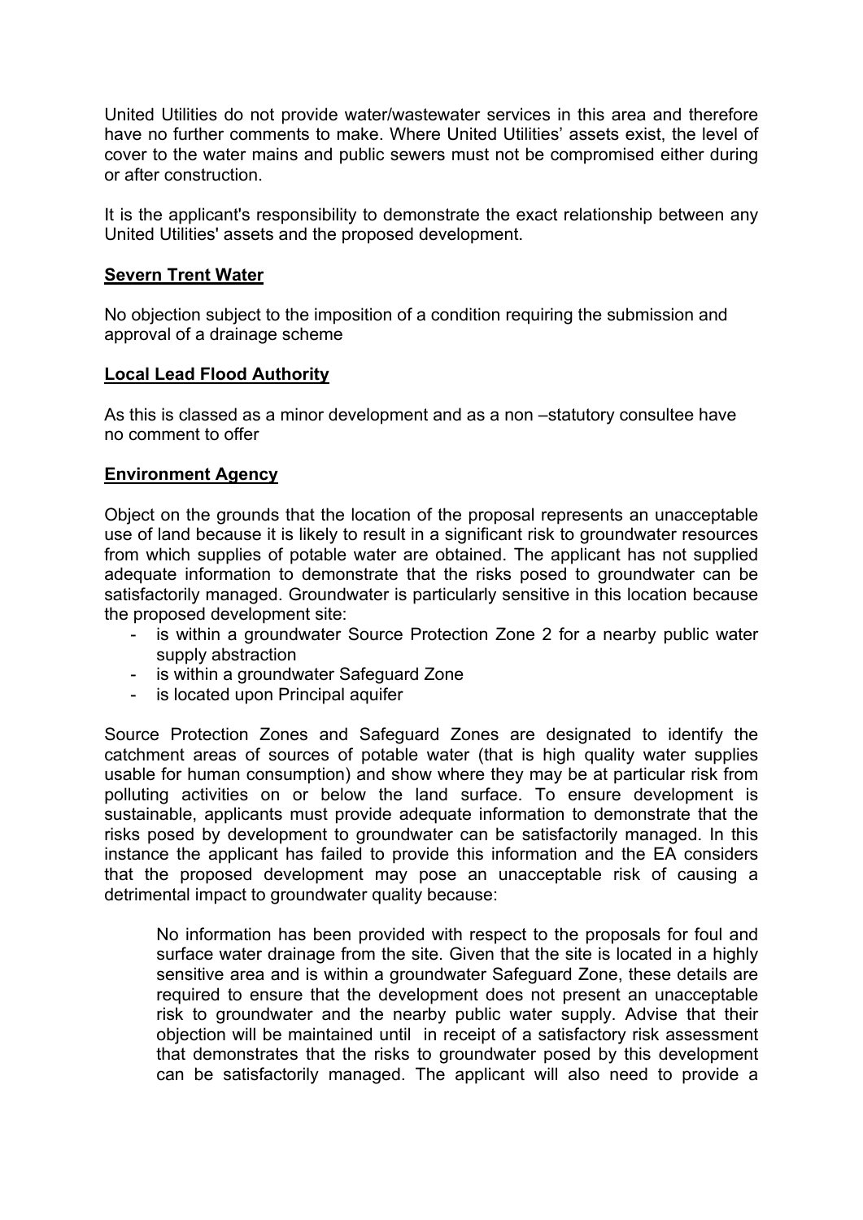United Utilities do not provide water/wastewater services in this area and therefore have no further comments to make. Where United Utilities' assets exist, the level of cover to the water mains and public sewers must not be compromised either during or after construction.

It is the applicant's responsibility to demonstrate the exact relationship between any United Utilities' assets and the proposed development.

**Severn Trent Water**

No objection subject to the imposition of a condition requiring the submission and approval of a drainage scheme

**Local Lead Flood Authority**

As this is classed as a minor development and as a non –statutory consultee have no comment to offer

**Environment Agency**

Object on the grounds that the location of the proposal represents an unacceptable use of land because it is likely to result in a significant risk to groundwater resources from which supplies of potable water are obtained. The applicant has not supplied adequate information to demonstrate that the risks posed to groundwater can be satisfactorily managed. Groundwater is particularly sensitive in this location because the proposed development site:

- is within a groundwater Source Protection Zone 2 for a nearby public water supply abstraction
- is within a groundwater Safeguard Zone
- is located upon Principal aquifer

Source Protection Zones and Safeguard Zones are designated to identify the catchment areas of sources of potable water (that is high quality water supplies usable for human consumption) and show where they may be at particular risk from polluting activities on or below the land surface. To ensure development is sustainable, applicants must provide adequate information to demonstrate that the risks posed by development to groundwater can be satisfactorily managed. In this instance the applicant has failed to provide this information and the EA considers that the proposed development may pose an unacceptable risk of causing a detrimental impact to groundwater quality because:

> No information has been provided with respect to the proposals for foul and surface water drainage from the site. Given that the site is located in a highly sensitive area and is within a groundwater Safeguard Zone, these details are required to ensure that the development does not present an unacceptable risk to groundwater and the nearby public water supply. Advise that their objection will be maintained until in receipt of a satisfactory risk assessment that demonstrates that the risks to groundwater posed by this development can be satisfactorily managed. The applicant will also need to provide a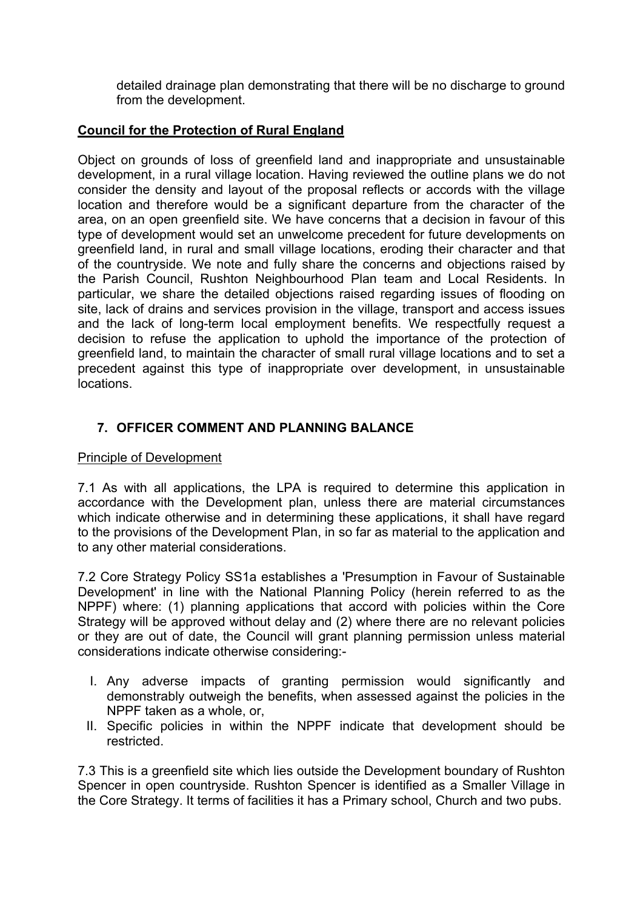detailed drainage plan demonstrating that there will be no discharge to ground from the development.

**Council for the Protection of Rural England**

Object on grounds of loss of greenfield land and inappropriate and unsustainable development, in a rural village location. Having reviewed the outline plans we do not consider the density and layout of the proposal reflects or accords with the village location and therefore would be a significant departure from the character of the area, on an open greenfield site. We have concerns that a decision in favour of this type of development would set an unwelcome precedent for future developments on greenfield land, in rural and small village locations, eroding their character and that of the countryside. We note and fully share the concerns and objections raised by the Parish Council, Rushton Neighbourhood Plan team and Local Residents. In particular, we share the detailed objections raised regarding issues of flooding on site, lack of drains and services provision in the village, transport and access issues and the lack of long-term local employment benefits. We respectfully request a decision to refuse the application to uphold the importance of the protection of greenfield land, to maintain the character of small rural village locations and to set a precedent against this type of inappropriate over development, in unsustainable locations.

## 7. OFFICER COMMENT AND PLANNING BALANCE

Principle of Development

7.1 As with all applications, the LPA is required to determine this application in accordance with the Development plan, unless there are material circumstances which indicate otherwise and in determining these applications, it shall have regard to the provisions of the Development Plan, in so far as material to the application and to any other material considerations.

7.2 Core Strategy Policy SS1a establishes a 'Presumption in Favour of Sustainable Development' in line with the National Planning Policy (herein referred to as the NPPF) where: (1) planning applications that accord with policies within the Core Strategy will be approved without delay and (2) where there are no relevant policies or they are out of date, the Council will grant planning permission unless material considerations indicate otherwise considering:-

I. Any adverse impacts of granting permission would significantly and demonstrably outweigh the benefits, when assessed against the policies in the NPPF taken as a whole, or,
II. Specific policies in within the NPPF indicate that development should be restricted.

7.3 This is a greenfield site which lies outside the Development boundary of Rushton Spencer in open countryside. Rushton Spencer is identified as a Smaller Village in the Core Strategy. It terms of facilities it has a Primary school, Church and two pubs.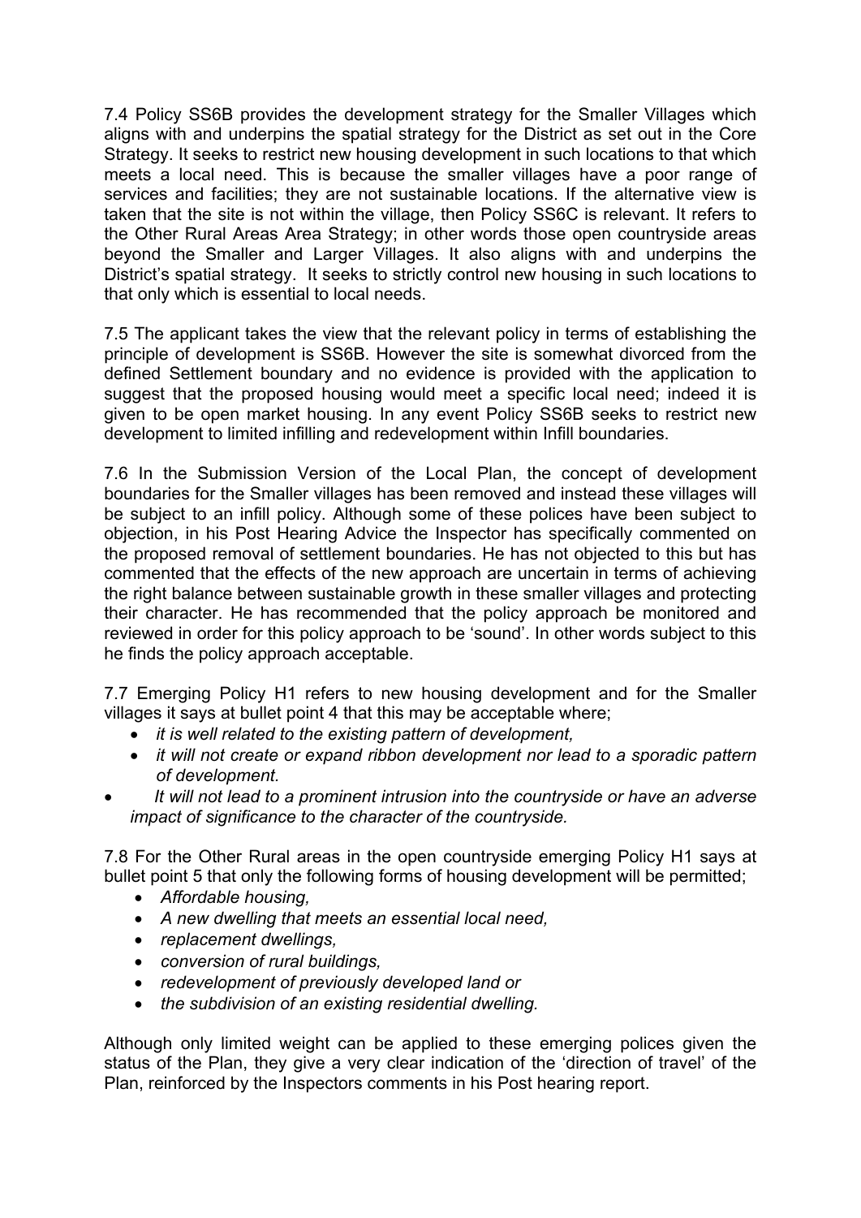7.4 Policy SS6B provides the development strategy for the Smaller Villages which aligns with and underpins the spatial strategy for the District as set out in the Core Strategy. It seeks to restrict new housing development in such locations to that which meets a local need. This is because the smaller villages have a poor range of services and facilities; they are not sustainable locations. If the alternative view is taken that the site is not within the village, then Policy SS6C is relevant. It refers to the Other Rural Areas Area Strategy; in other words those open countryside areas beyond the Smaller and Larger Villages. It also aligns with and underpins the District's spatial strategy. It seeks to strictly control new housing in such locations to that only which is essential to local needs.

7.5 The applicant takes the view that the relevant policy in terms of establishing the principle of development is SS6B. However the site is somewhat divorced from the defined Settlement boundary and no evidence is provided with the application to suggest that the proposed housing would meet a specific local need; indeed it is given to be open market housing. In any event Policy SS6B seeks to restrict new development to limited infilling and redevelopment within Infill boundaries.

7.6 In the Submission Version of the Local Plan, the concept of development boundaries for the Smaller villages has been removed and instead these villages will be subject to an infill policy. Although some of these polices have been subject to objection, in his Post Hearing Advice the Inspector has specifically commented on the proposed removal of settlement boundaries. He has not objected to this but has commented that the effects of the new approach are uncertain in terms of achieving the right balance between sustainable growth in these smaller villages and protecting their character. He has recommended that the policy approach be monitored and reviewed in order for this policy approach to be 'sound'. In other words subject to this he finds the policy approach acceptable.

7.7 Emerging Policy H1 refers to new housing development and for the Smaller villages it says at bullet point 4 that this may be acceptable where;

- *it is well related to the existing pattern of development,*
- *it will not create or expand ribbon development nor lead to a sporadic pattern of development.*
- *It will not lead to a prominent intrusion into the countryside or have an adverse impact of significance to the character of the countryside.*

7.8 For the Other Rural areas in the open countryside emerging Policy H1 says at bullet point 5 that only the following forms of housing development will be permitted;

- *Affordable housing,*
- *A new dwelling that meets an essential local need,*
- *replacement dwellings,*
- *conversion of rural buildings,*
- *redevelopment of previously developed land or*
- *the subdivision of an existing residential dwelling.*

Although only limited weight can be applied to these emerging polices given the status of the Plan, they give a very clear indication of the 'direction of travel' of the Plan, reinforced by the Inspectors comments in his Post hearing report.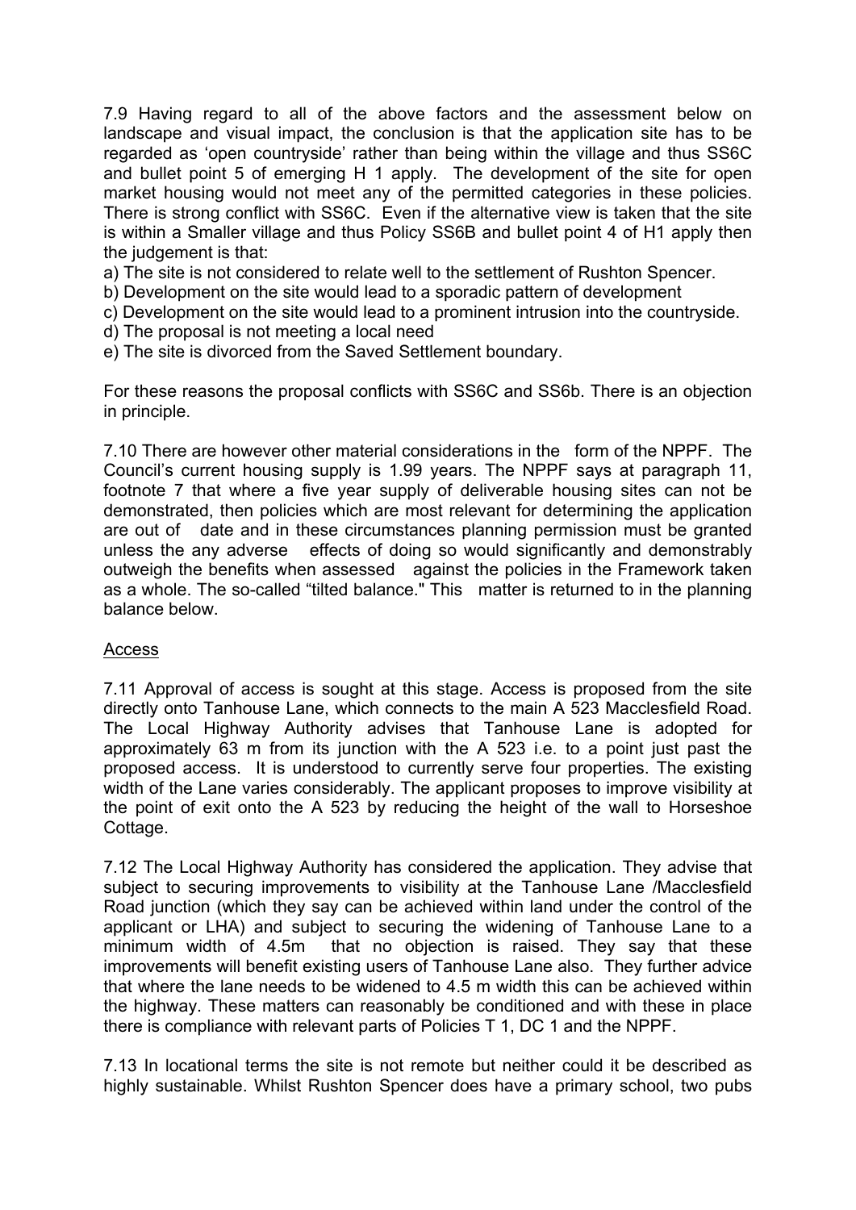7.9 Having regard to all of the above factors and the assessment below on landscape and visual impact, the conclusion is that the application site has to be regarded as 'open countryside' rather than being within the village and thus SS6C and bullet point 5 of emerging H 1 apply. The development of the site for open market housing would not meet any of the permitted categories in these policies. There is strong conflict with SS6C. Even if the alternative view is taken that the site is within a Smaller village and thus Policy SS6B and bullet point 4 of H1 apply then the judgement is that:

a) The site is not considered to relate well to the settlement of Rushton Spencer.
b) Development on the site would lead to a sporadic pattern of development
c) Development on the site would lead to a prominent intrusion into the countryside.
d) The proposal is not meeting a local need
e) The site is divorced from the Saved Settlement boundary.

For these reasons the proposal conflicts with SS6C and SS6b. There is an objection in principle.

7.10 There are however other material considerations in the form of the NPPF. The Council's current housing supply is 1.99 years. The NPPF says at paragraph 11, footnote 7 that where a five year supply of deliverable housing sites can not be demonstrated, then policies which are most relevant for determining the application are out of date and in these circumstances planning permission must be granted unless the any adverse effects of doing so would significantly and demonstrably outweigh the benefits when assessed against the policies in the Framework taken as a whole. The so-called "tilted balance." This matter is returned to in the planning balance below.

## Access

7.11 Approval of access is sought at this stage. Access is proposed from the site directly onto Tanhouse Lane, which connects to the main A 523 Macclesfield Road. The Local Highway Authority advises that Tanhouse Lane is adopted for approximately 63 m from its junction with the A 523 i.e. to a point just past the proposed access. It is understood to currently serve four properties. The existing width of the Lane varies considerably. The applicant proposes to improve visibility at the point of exit onto the A 523 by reducing the height of the wall to Horseshoe Cottage.

7.12 The Local Highway Authority has considered the application. They advise that subject to securing improvements to visibility at the Tanhouse Lane /Macclesfield Road junction (which they say can be achieved within land under the control of the applicant or LHA) and subject to securing the widening of Tanhouse Lane to a minimum width of 4.5m that no objection is raised. They say that these improvements will benefit existing users of Tanhouse Lane also. They further advice that where the lane needs to be widened to 4.5 m width this can be achieved within the highway. These matters can reasonably be conditioned and with these in place there is compliance with relevant parts of Policies T 1, DC 1 and the NPPF.

7.13 In locational terms the site is not remote but neither could it be described as highly sustainable. Whilst Rushton Spencer does have a primary school, two pubs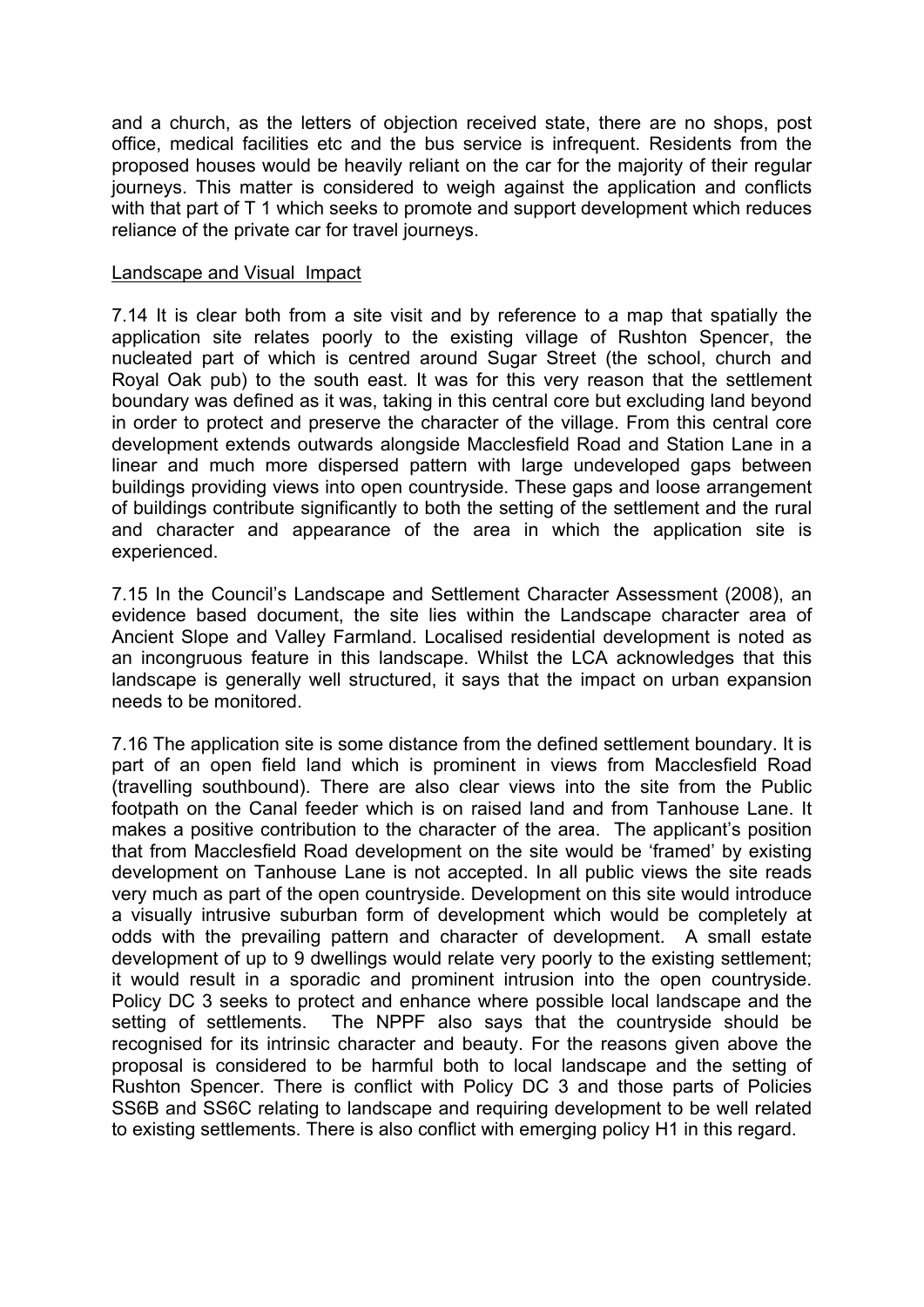and a church, as the letters of objection received state, there are no shops, post office, medical facilities etc and the bus service is infrequent. Residents from the proposed houses would be heavily reliant on the car for the majority of their regular journeys. This matter is considered to weigh against the application and conflicts with that part of T 1 which seeks to promote and support development which reduces reliance of the private car for travel journeys.

Landscape and Visual Impact

7.14 It is clear both from a site visit and by reference to a map that spatially the application site relates poorly to the existing village of Rushton Spencer, the nucleated part of which is centred around Sugar Street (the school, church and Royal Oak pub) to the south east. It was for this very reason that the settlement boundary was defined as it was, taking in this central core but excluding land beyond in order to protect and preserve the character of the village. From this central core development extends outwards alongside Macclesfield Road and Station Lane in a linear and much more dispersed pattern with large undeveloped gaps between buildings providing views into open countryside. These gaps and loose arrangement of buildings contribute significantly to both the setting of the settlement and the rural and character and appearance of the area in which the application site is experienced.

7.15 In the Council's Landscape and Settlement Character Assessment (2008), an evidence based document, the site lies within the Landscape character area of Ancient Slope and Valley Farmland. Localised residential development is noted as an incongruous feature in this landscape. Whilst the LCA acknowledges that this landscape is generally well structured, it says that the impact on urban expansion needs to be monitored.

7.16 The application site is some distance from the defined settlement boundary. It is part of an open field land which is prominent in views from Macclesfield Road (travelling southbound). There are also clear views into the site from the Public footpath on the Canal feeder which is on raised land and from Tanhouse Lane. It makes a positive contribution to the character of the area. The applicant's position that from Macclesfield Road development on the site would be 'framed' by existing development on Tanhouse Lane is not accepted. In all public views the site reads very much as part of the open countryside. Development on this site would introduce a visually intrusive suburban form of development which would be completely at odds with the prevailing pattern and character of development. A small estate development of up to 9 dwellings would relate very poorly to the existing settlement; it would result in a sporadic and prominent intrusion into the open countryside. Policy DC 3 seeks to protect and enhance where possible local landscape and the setting of settlements. The NPPF also says that the countryside should be recognised for its intrinsic character and beauty. For the reasons given above the proposal is considered to be harmful both to local landscape and the setting of Rushton Spencer. There is conflict with Policy DC 3 and those parts of Policies SS6B and SS6C relating to landscape and requiring development to be well related to existing settlements. There is also conflict with emerging policy H1 in this regard.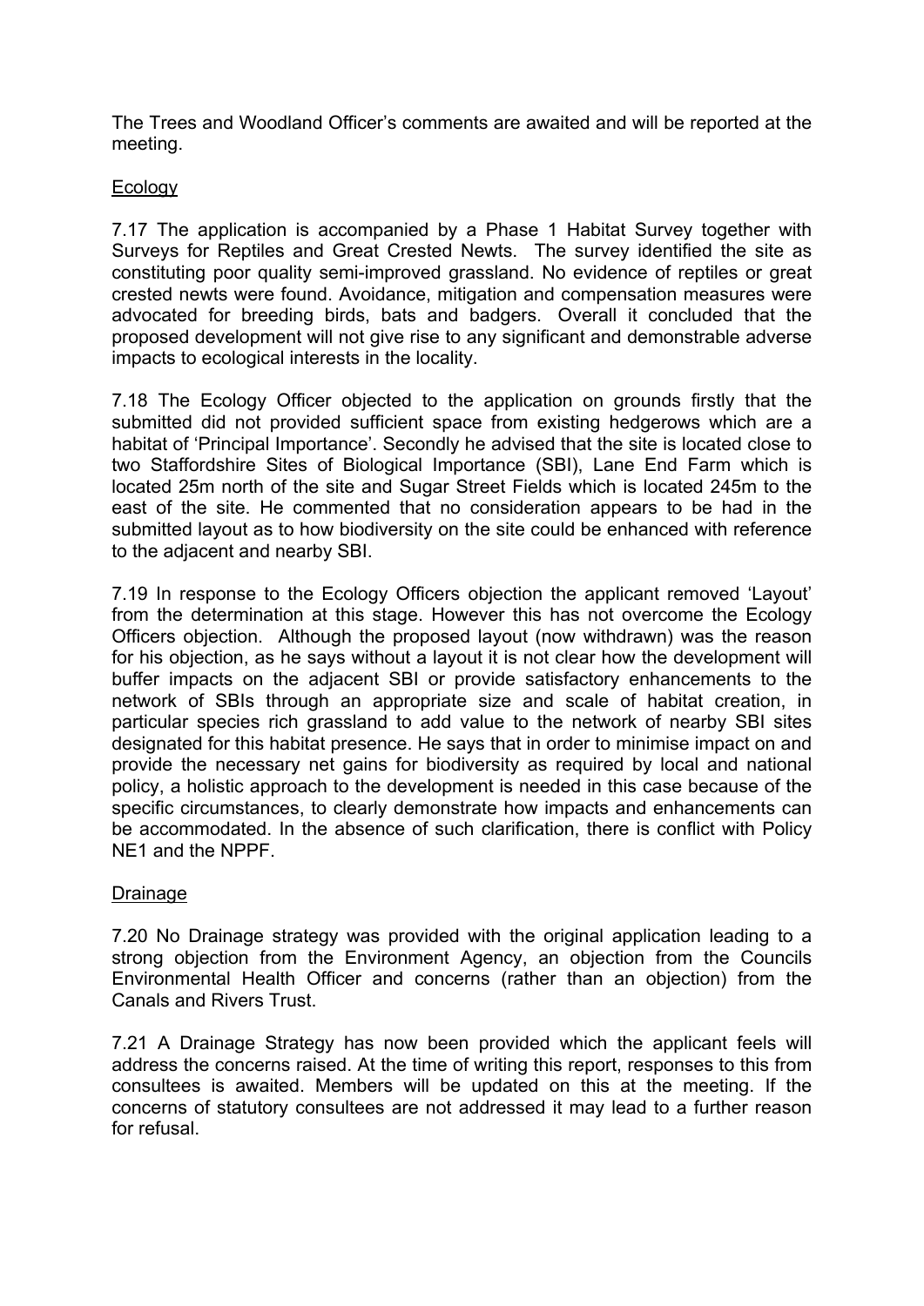The Trees and Woodland Officer's comments are awaited and will be reported at the meeting.

Ecology

7.17 The application is accompanied by a Phase 1 Habitat Survey together with Surveys for Reptiles and Great Crested Newts. The survey identified the site as constituting poor quality semi-improved grassland. No evidence of reptiles or great crested newts were found. Avoidance, mitigation and compensation measures were advocated for breeding birds, bats and badgers. Overall it concluded that the proposed development will not give rise to any significant and demonstrable adverse impacts to ecological interests in the locality.

7.18 The Ecology Officer objected to the application on grounds firstly that the submitted did not provided sufficient space from existing hedgerows which are a habitat of 'Principal Importance'. Secondly he advised that the site is located close to two Staffordshire Sites of Biological Importance (SBI), Lane End Farm which is located 25m north of the site and Sugar Street Fields which is located 245m to the east of the site. He commented that no consideration appears to be had in the submitted layout as to how biodiversity on the site could be enhanced with reference to the adjacent and nearby SBI.

7.19 In response to the Ecology Officers objection the applicant removed 'Layout' from the determination at this stage. However this has not overcome the Ecology Officers objection. Although the proposed layout (now withdrawn) was the reason for his objection, as he says without a layout it is not clear how the development will buffer impacts on the adjacent SBI or provide satisfactory enhancements to the network of SBIs through an appropriate size and scale of habitat creation, in particular species rich grassland to add value to the network of nearby SBI sites designated for this habitat presence. He says that in order to minimise impact on and provide the necessary net gains for biodiversity as required by local and national policy, a holistic approach to the development is needed in this case because of the specific circumstances, to clearly demonstrate how impacts and enhancements can be accommodated. In the absence of such clarification, there is conflict with Policy NE1 and the NPPF.

Drainage

7.20 No Drainage strategy was provided with the original application leading to a strong objection from the Environment Agency, an objection from the Councils Environmental Health Officer and concerns (rather than an objection) from the Canals and Rivers Trust.

7.21 A Drainage Strategy has now been provided which the applicant feels will address the concerns raised. At the time of writing this report, responses to this from consultees is awaited. Members will be updated on this at the meeting. If the concerns of statutory consultees are not addressed it may lead to a further reason for refusal.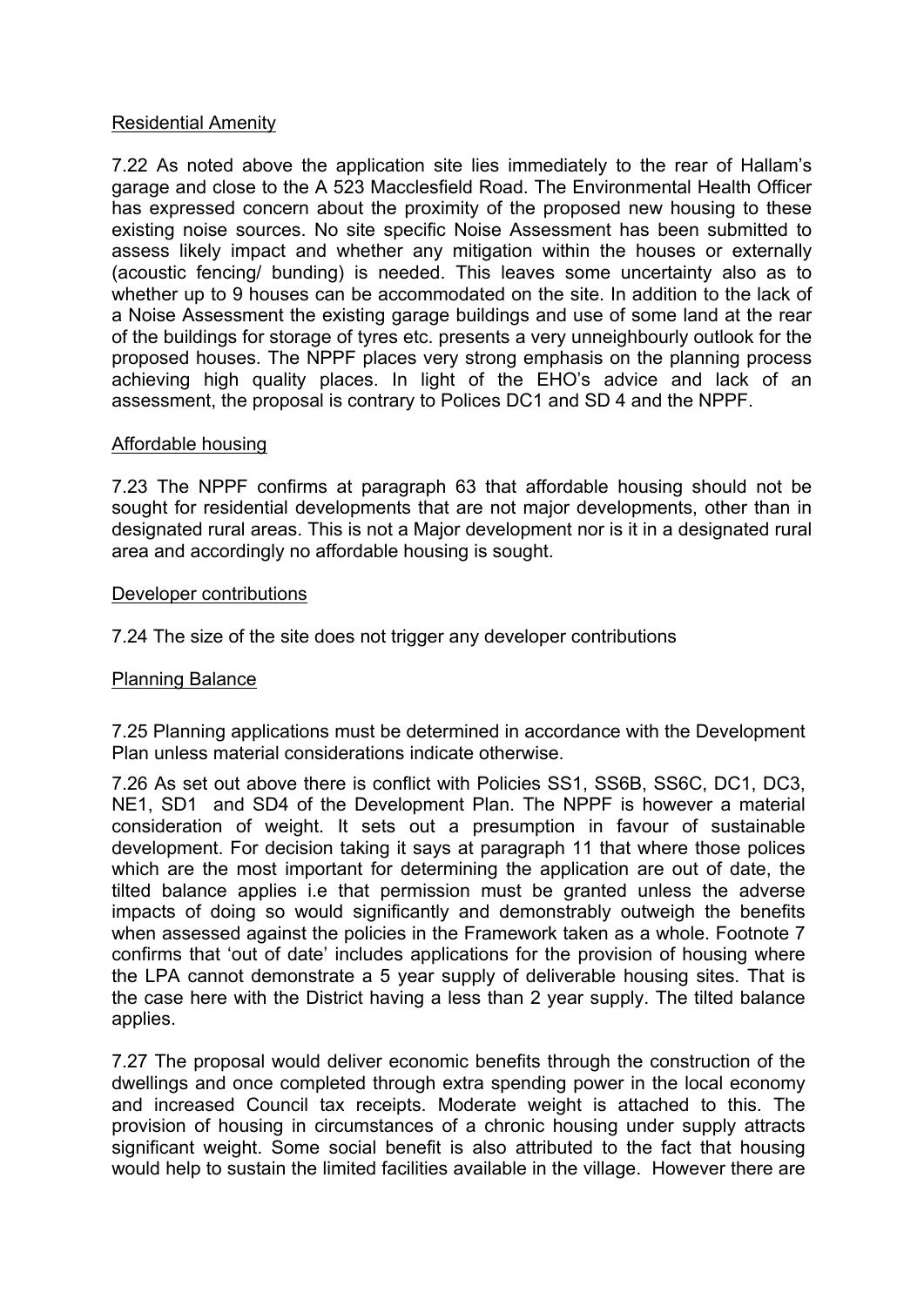Residential Amenity

7.22 As noted above the application site lies immediately to the rear of Hallam's garage and close to the A 523 Macclesfield Road. The Environmental Health Officer has expressed concern about the proximity of the proposed new housing to these existing noise sources. No site specific Noise Assessment has been submitted to assess likely impact and whether any mitigation within the houses or externally (acoustic fencing/ bunding) is needed. This leaves some uncertainty also as to whether up to 9 houses can be accommodated on the site. In addition to the lack of a Noise Assessment the existing garage buildings and use of some land at the rear of the buildings for storage of tyres etc. presents a very unneighbourly outlook for the proposed houses. The NPPF places very strong emphasis on the planning process achieving high quality places. In light of the EHO's advice and lack of an assessment, the proposal is contrary to Polices DC1 and SD 4 and the NPPF.

Affordable housing

7.23 The NPPF confirms at paragraph 63 that affordable housing should not be sought for residential developments that are not major developments, other than in designated rural areas. This is not a Major development nor is it in a designated rural area and accordingly no affordable housing is sought.

Developer contributions

7.24 The size of the site does not trigger any developer contributions

Planning Balance

7.25 Planning applications must be determined in accordance with the Development Plan unless material considerations indicate otherwise.

7.26 As set out above there is conflict with Policies SS1, SS6B, SS6C, DC1, DC3, NE1, SD1 and SD4 of the Development Plan. The NPPF is however a material consideration of weight. It sets out a presumption in favour of sustainable development. For decision taking it says at paragraph 11 that where those polices which are the most important for determining the application are out of date, the tilted balance applies i.e that permission must be granted unless the adverse impacts of doing so would significantly and demonstrably outweigh the benefits when assessed against the policies in the Framework taken as a whole. Footnote 7 confirms that 'out of date' includes applications for the provision of housing where the LPA cannot demonstrate a 5 year supply of deliverable housing sites. That is the case here with the District having a less than 2 year supply. The tilted balance applies.

7.27 The proposal would deliver economic benefits through the construction of the dwellings and once completed through extra spending power in the local economy and increased Council tax receipts. Moderate weight is attached to this. The provision of housing in circumstances of a chronic housing under supply attracts significant weight. Some social benefit is also attributed to the fact that housing would help to sustain the limited facilities available in the village. However there are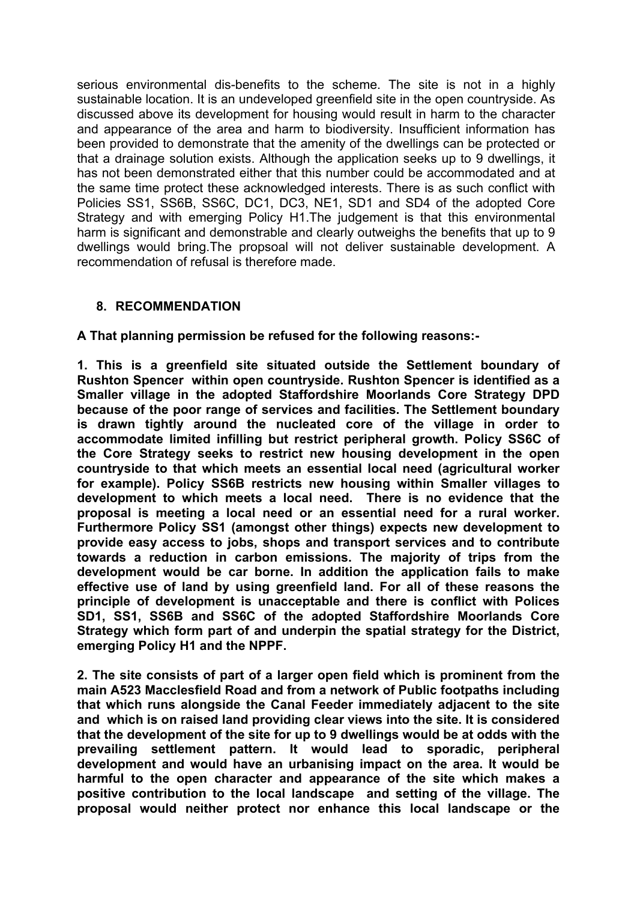serious environmental dis-benefits to the scheme. The site is not in a highly sustainable location. It is an undeveloped greenfield site in the open countryside. As discussed above its development for housing would result in harm to the character and appearance of the area and harm to biodiversity. Insufficient information has been provided to demonstrate that the amenity of the dwellings can be protected or that a drainage solution exists. Although the application seeks up to 9 dwellings, it has not been demonstrated either that this number could be accommodated and at the same time protect these acknowledged interests. There is as such conflict with Policies SS1, SS6B, SS6C, DC1, DC3, NE1, SD1 and SD4 of the adopted Core Strategy and with emerging Policy H1.The judgement is that this environmental harm is significant and demonstrable and clearly outweighs the benefits that up to 9 dwellings would bring.The propsoal will not deliver sustainable development. A recommendation of refusal is therefore made.

## 8. RECOMMENDATION

**A That planning permission be refused for the following reasons:-**

**1. This is a greenfield site situated outside the Settlement boundary of Rushton Spencer within open countryside. Rushton Spencer is identified as a Smaller village in the adopted Staffordshire Moorlands Core Strategy DPD because of the poor range of services and facilities. The Settlement boundary is drawn tightly around the nucleated core of the village in order to accommodate limited infilling but restrict peripheral growth. Policy SS6C of the Core Strategy seeks to restrict new housing development in the open countryside to that which meets an essential local need (agricultural worker for example). Policy SS6B restricts new housing within Smaller villages to development to which meets a local need. There is no evidence that the proposal is meeting a local need or an essential need for a rural worker. Furthermore Policy SS1 (amongst other things) expects new development to provide easy access to jobs, shops and transport services and to contribute towards a reduction in carbon emissions. The majority of trips from the development would be car borne. In addition the application fails to make effective use of land by using greenfield land. For all of these reasons the principle of development is unacceptable and there is conflict with Polices SD1, SS1, SS6B and SS6C of the adopted Staffordshire Moorlands Core Strategy which form part of and underpin the spatial strategy for the District, emerging Policy H1 and the NPPF.**

**2. The site consists of part of a larger open field which is prominent from the main A523 Macclesfield Road and from a network of Public footpaths including that which runs alongside the Canal Feeder immediately adjacent to the site and which is on raised land providing clear views into the site. It is considered that the development of the site for up to 9 dwellings would be at odds with the prevailing settlement pattern. It would lead to sporadic, peripheral development and would have an urbanising impact on the area. It would be harmful to the open character and appearance of the site which makes a positive contribution to the local landscape and setting of the village. The proposal would neither protect nor enhance this local landscape or the**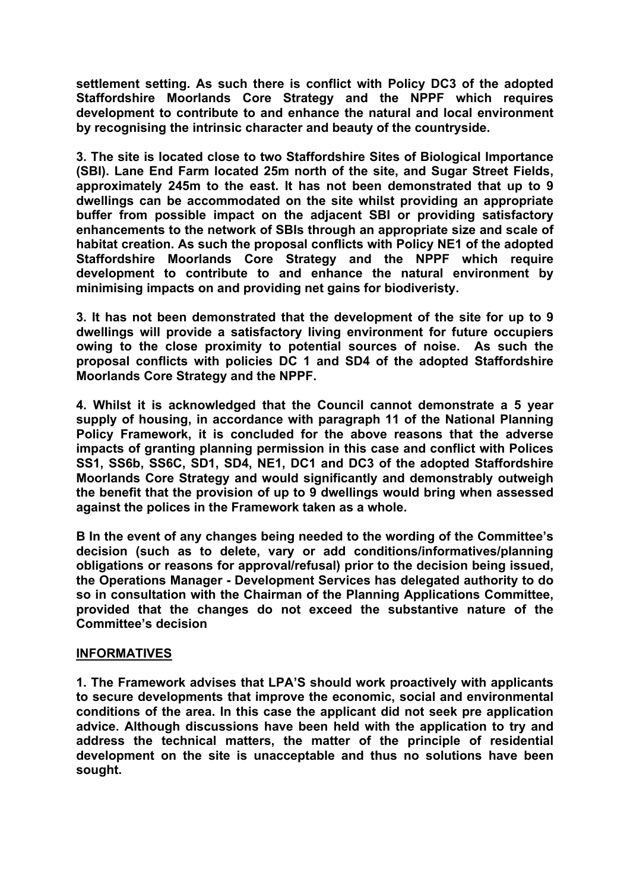**settlement setting. As such there is conflict with Policy DC3 of the adopted Staffordshire Moorlands Core Strategy and the NPPF which requires development to contribute to and enhance the natural and local environment by recognising the intrinsic character and beauty of the countryside.**

**3. The site is located close to two Staffordshire Sites of Biological Importance (SBI). Lane End Farm located 25m north of the site, and Sugar Street Fields, approximately 245m to the east. It has not been demonstrated that up to 9 dwellings can be accommodated on the site whilst providing an appropriate buffer from possible impact on the adjacent SBI or providing satisfactory enhancements to the network of SBIs through an appropriate size and scale of habitat creation. As such the proposal conflicts with Policy NE1 of the adopted Staffordshire Moorlands Core Strategy and the NPPF which require development to contribute to and enhance the natural environment by minimising impacts on and providing net gains for biodiveristy.**

**3. It has not been demonstrated that the development of the site for up to 9 dwellings will provide a satisfactory living environment for future occupiers owing to the close proximity to potential sources of noise. As such the proposal conflicts with policies DC 1 and SD4 of the adopted Staffordshire Moorlands Core Strategy and the NPPF.**

**4. Whilst it is acknowledged that the Council cannot demonstrate a 5 year supply of housing, in accordance with paragraph 11 of the National Planning Policy Framework, it is concluded for the above reasons that the adverse impacts of granting planning permission in this case and conflict with Polices SS1, SS6b, SS6C, SD1, SD4, NE1, DC1 and DC3 of the adopted Staffordshire Moorlands Core Strategy and would significantly and demonstrably outweigh the benefit that the provision of up to 9 dwellings would bring when assessed against the polices in the Framework taken as a whole.**

**B In the event of any changes being needed to the wording of the Committee's decision (such as to delete, vary or add conditions/informatives/planning obligations or reasons for approval/refusal) prior to the decision being issued, the Operations Manager - Development Services has delegated authority to do so in consultation with the Chairman of the Planning Applications Committee, provided that the changes do not exceed the substantive nature of the Committee's decision**

**INFORMATIVES**

**1. The Framework advises that LPA'S should work proactively with applicants to secure developments that improve the economic, social and environmental conditions of the area. In this case the applicant did not seek pre application advice. Although discussions have been held with the application to try and address the technical matters, the matter of the principle of residential development on the site is unacceptable and thus no solutions have been sought.**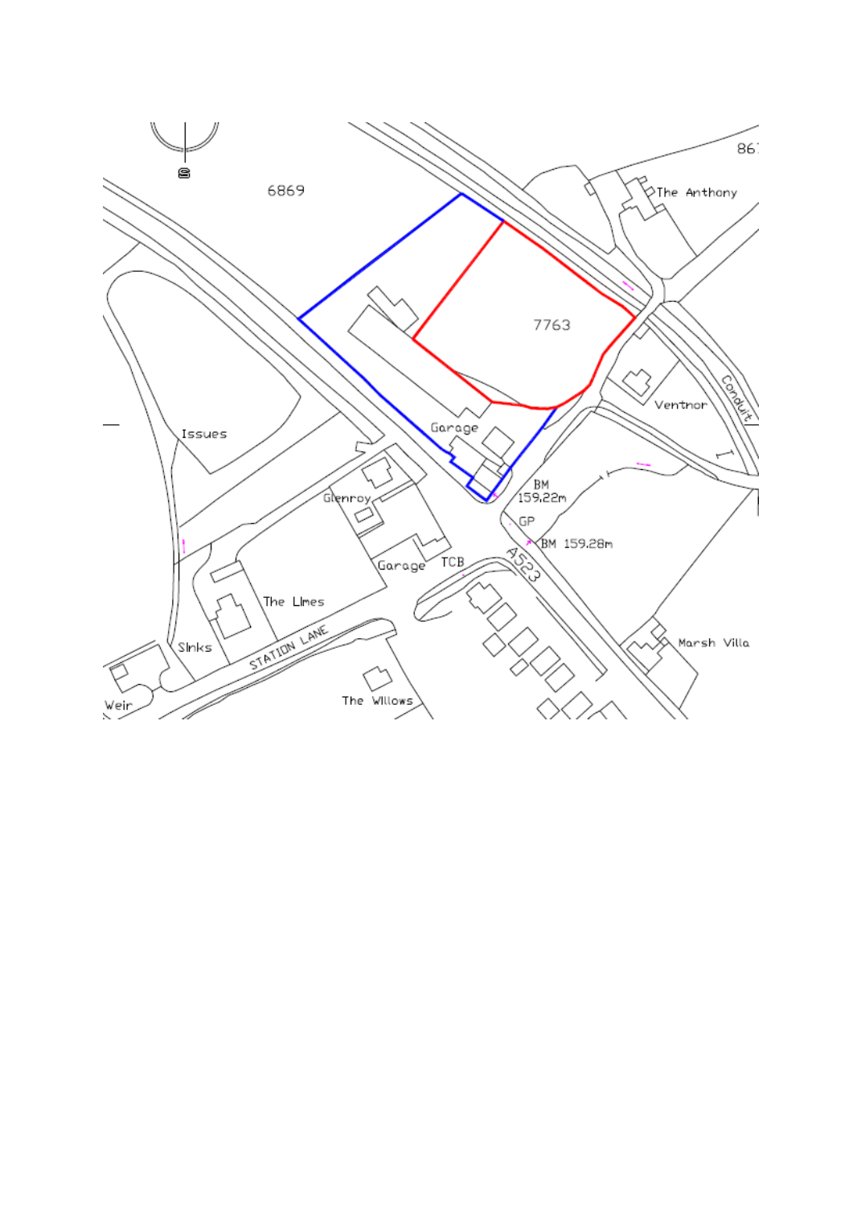6869

86

The Anthony

7763

Ventnor

Conduit

Issues

Garage

BM 159.22m

GP

BM 159.28m

Glenroy

Garage

TCB

A523

The Limes

Sinks

STATION LANE

Marsh Villa

Weir

The Willows